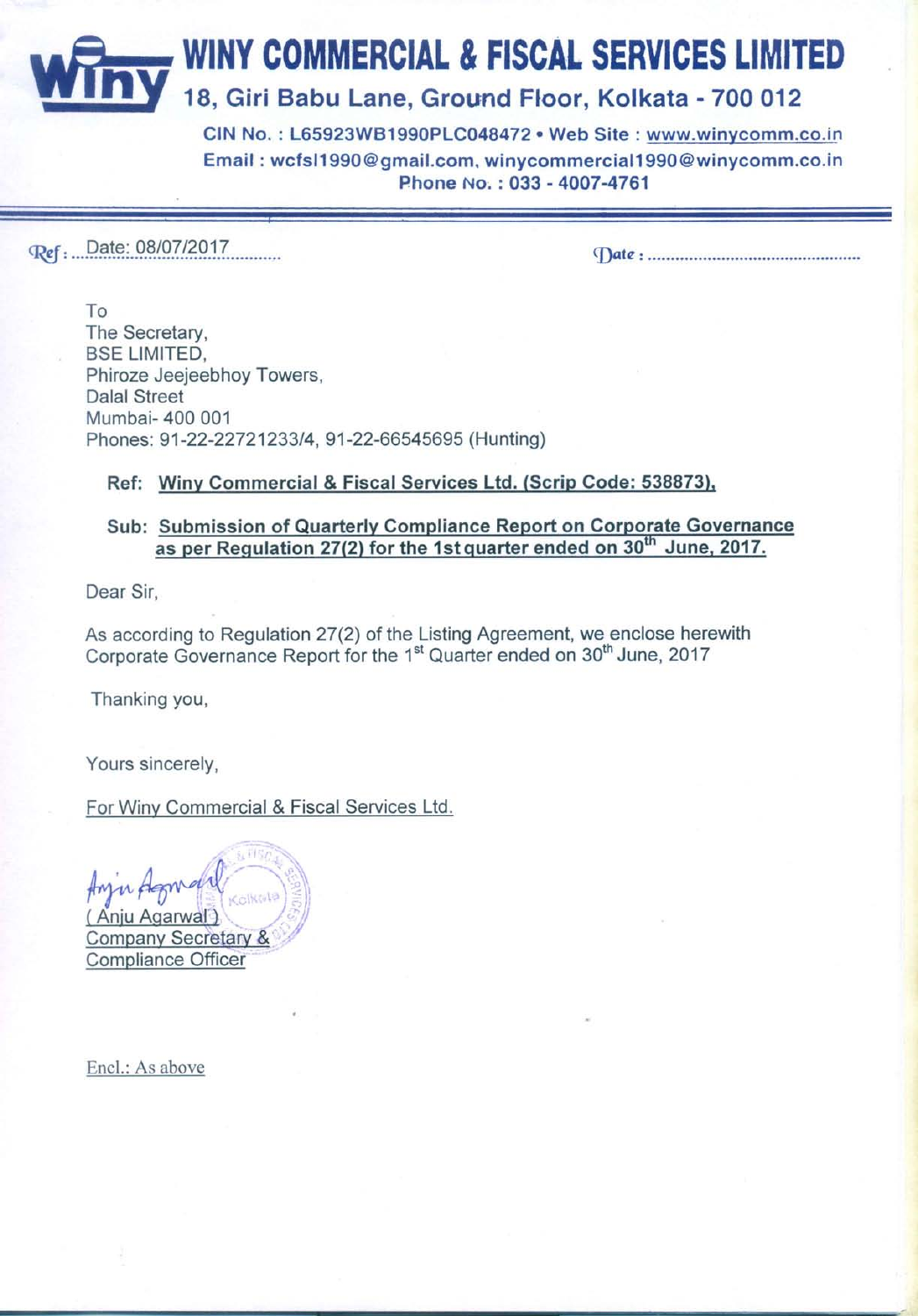# WINY COMMERCIAL & FISCAL SERVICES LIMITED

## 18, Giri Babu Lane, Ground Floor, Kolkata - 700 012

**CIN No. : L65923WB1990PLC048472 • Web Site : www.winycomm.co.in**
**Email : wcfsl1990@gmail.com, winycommercial1990@winycomm.co.in**
**Phone No. : 033 - 4007-4761**

---

Ref: Date: 08/07/2017 Date :

To
The Secretary,
BSE LIMITED,
Phiroze Jeejeebhoy Towers,
Dalal Street
Mumbai- 400 001
Phones: 91-22-22721233/4, 91-22-66545695 (Hunting)

**Ref: Winy Commercial & Fiscal Services Ltd. (Scrip Code: 538873).**

**Sub: Submission of Quarterly Compliance Report on Corporate Governance as per Regulation 27(2) for the 1st quarter ended on 30th June, 2017.**

Dear Sir,

As according to Regulation 27(2) of the Listing Agreement, we enclose herewith Corporate Governance Report for the 1st Quarter ended on 30th June, 2017

Thanking you,

Yours sincerely,

For Winy Commercial & Fiscal Services Ltd.

( Anju Agarwal )
Company Secretary &
Compliance Officer

Encl.: As above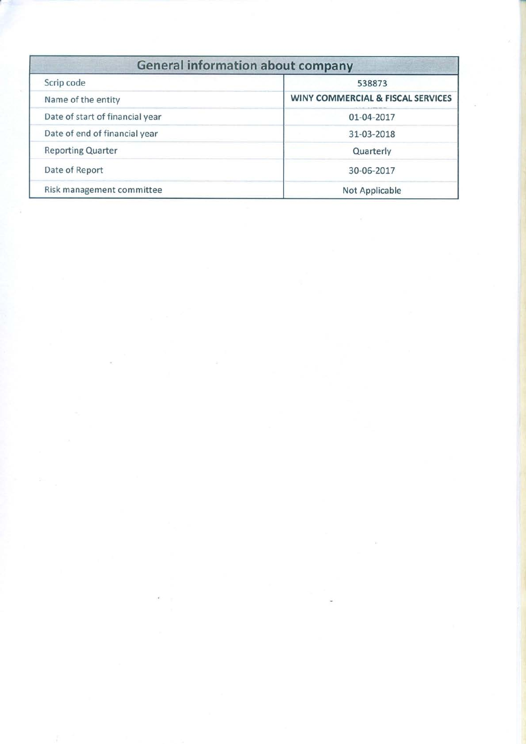| General information about company | |
|---|---|
| Scrip code | 538873 |
| Name of the entity | **WINY COMMERCIAL & FISCAL SERVICES** |
| Date of start of financial year | 01-04-2017 |
| Date of end of financial year | 31-03-2018 |
| Reporting Quarter | Quarterly |
| Date of Report | 30-06-2017 |
| Risk management committee | Not Applicable |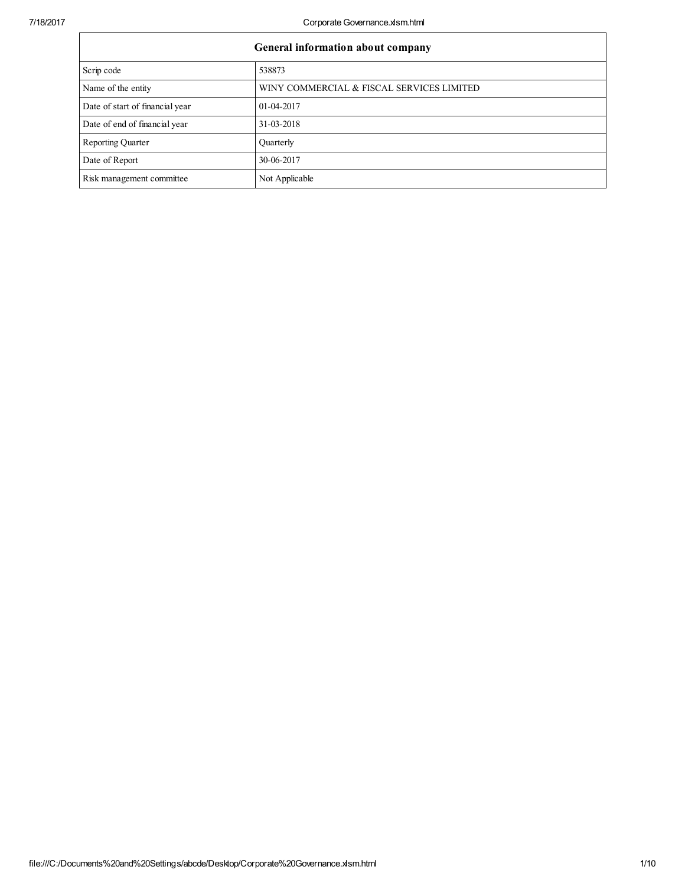| General information about company | |
|---|---|
| Scrip code | 538873 |
| Name of the entity | WINY COMMERCIAL & FISCAL SERVICES LIMITED |
| Date of start of financial year | 01-04-2017 |
| Date of end of financial year | 31-03-2018 |
| Reporting Quarter | Quarterly |
| Date of Report | 30-06-2017 |
| Risk management committee | Not Applicable |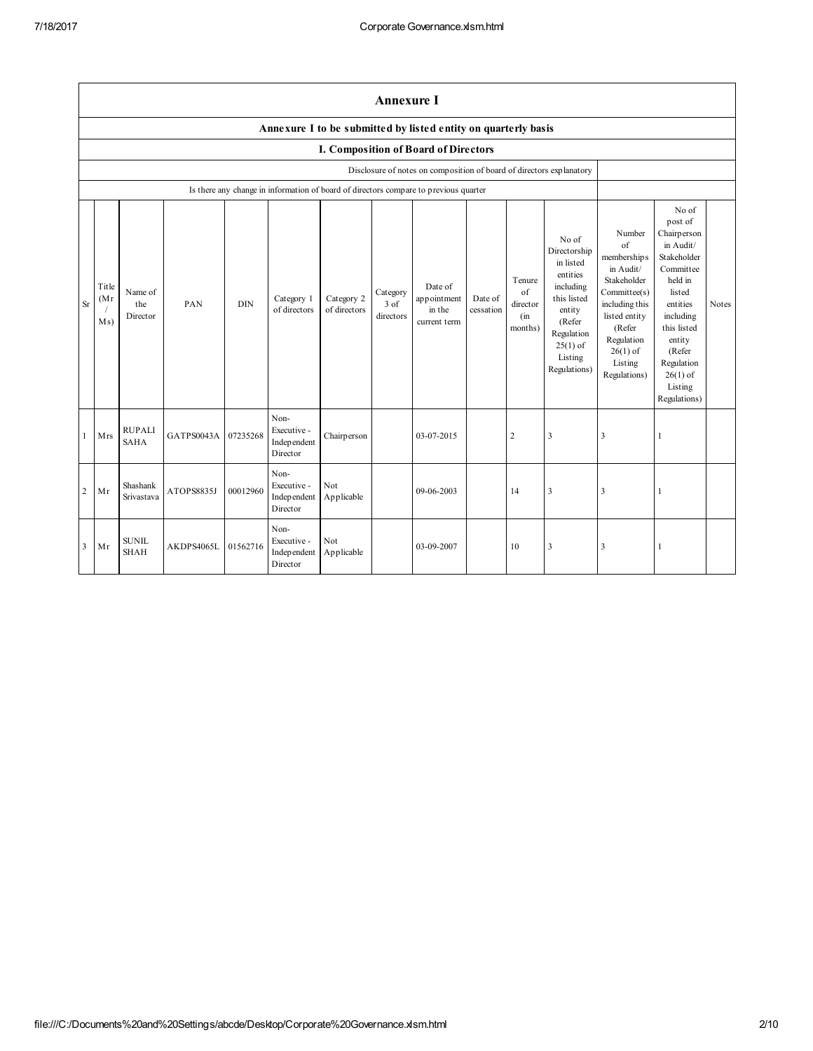# Annexure I

## Annexure I to be submitted by listed entity on quarterly basis

### I. Composition of Board of Directors

| Disclosure of notes on composition of board of directors explanatory | |
|---|---|
| Is there any change in information of board of directors compare to previous quarter | |

| Sr | Title (Mr / Ms) | Name of the Director | PAN | DIN | Category 1 of directors | Category 2 of directors | Category 3 of directors | Date of appointment in the current term | Date of cessation | Tenure of director (in months) | No of Directorship in listed entities including this listed entity (Refer Regulation 25(1) of Listing Regulations) | Number of memberships in Audit/ Stakeholder Committee(s) including this listed entity (Refer Regulation 26(1) of Listing Regulations) | No of post of Chairperson in Audit/ Stakeholder Committee held in listed entities including this listed entity (Refer Regulation 26(1) of Listing Regulations) | Notes |
|---|---|---|---|---|---|---|---|---|---|---|---|---|---|---|
| 1 | Mrs | RUPALI SAHA | GATPS0043A | 07235268 | Non-Executive - Independent Director | Chairperson | | 03-07-2015 | | 2 | 3 | 3 | 1 | |
| 2 | Mr | Shashank Srivastava | ATOPS8835J | 00012960 | Non-Executive - Independent Director | Not Applicable | | 09-06-2003 | | 14 | 3 | 3 | 1 | |
| 3 | Mr | SUNIL SHAH | AKDPS4065L | 01562716 | Non-Executive - Independent Director | Not Applicable | | 03-09-2007 | | 10 | 3 | 3 | 1 | |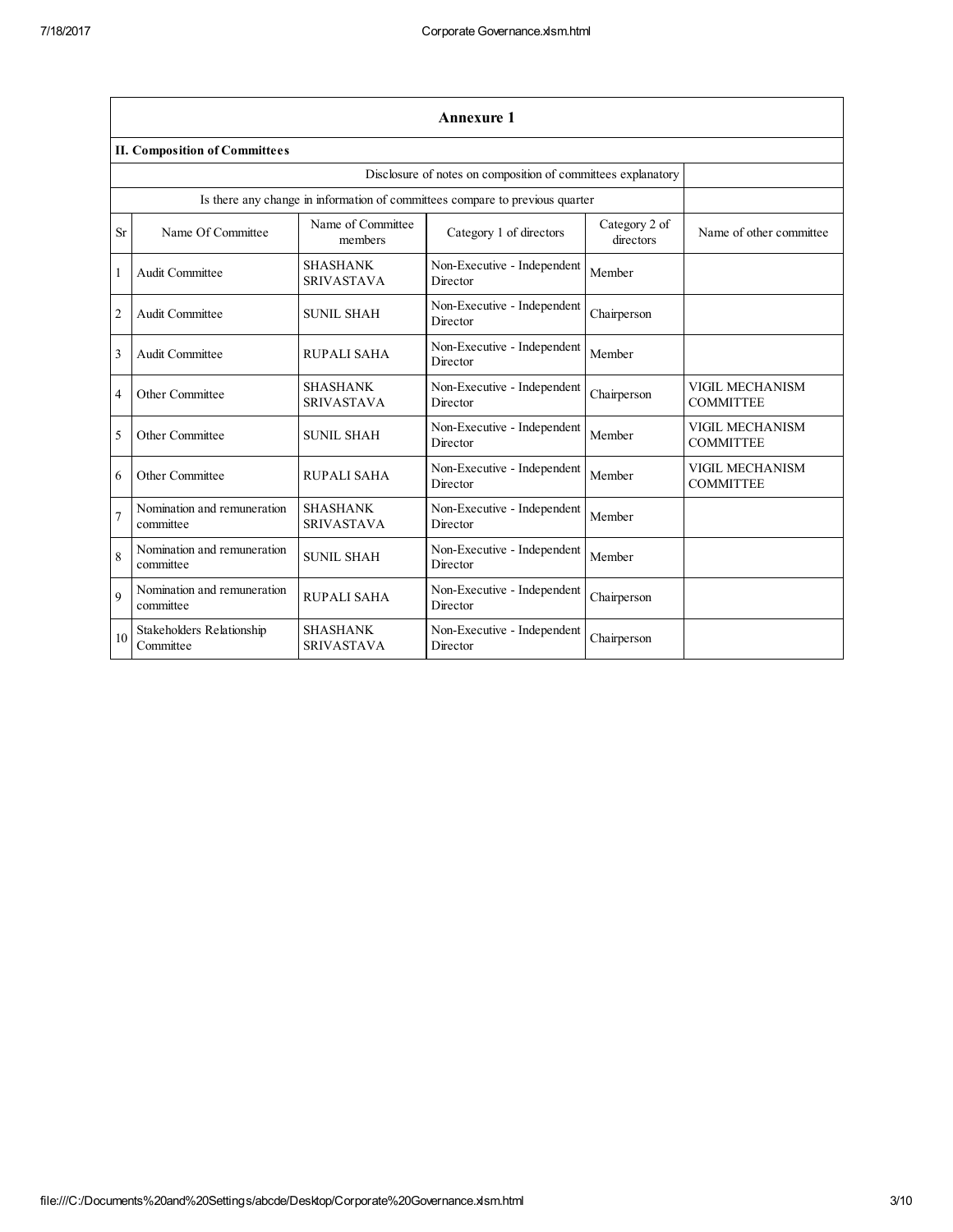## Annexure 1

### II. Composition of Committees

| | | | Disclosure of notes on composition of committees explanatory | | |
|---|---|---|---|---|---|
| | | Is there any change in information of committees compare to previous quarter | | | |

| Sr | Name Of Committee | Name of Committee members | Category 1 of directors | Category 2 of directors | Name of other committee |
|---|---|---|---|---|---|
| 1 | Audit Committee | SHASHANK SRIVASTAVA | Non-Executive - Independent Director | Member | |
| 2 | Audit Committee | SUNIL SHAH | Non-Executive - Independent Director | Chairperson | |
| 3 | Audit Committee | RUPALI SAHA | Non-Executive - Independent Director | Member | |
| 4 | Other Committee | SHASHANK SRIVASTAVA | Non-Executive - Independent Director | Chairperson | VIGIL MECHANISM COMMITTEE |
| 5 | Other Committee | SUNIL SHAH | Non-Executive - Independent Director | Member | VIGIL MECHANISM COMMITTEE |
| 6 | Other Committee | RUPALI SAHA | Non-Executive - Independent Director | Member | VIGIL MECHANISM COMMITTEE |
| 7 | Nomination and remuneration committee | SHASHANK SRIVASTAVA | Non-Executive - Independent Director | Member | |
| 8 | Nomination and remuneration committee | SUNIL SHAH | Non-Executive - Independent Director | Member | |
| 9 | Nomination and remuneration committee | RUPALI SAHA | Non-Executive - Independent Director | Chairperson | |
| 10 | Stakeholders Relationship Committee | SHASHANK SRIVASTAVA | Non-Executive - Independent Director | Chairperson | |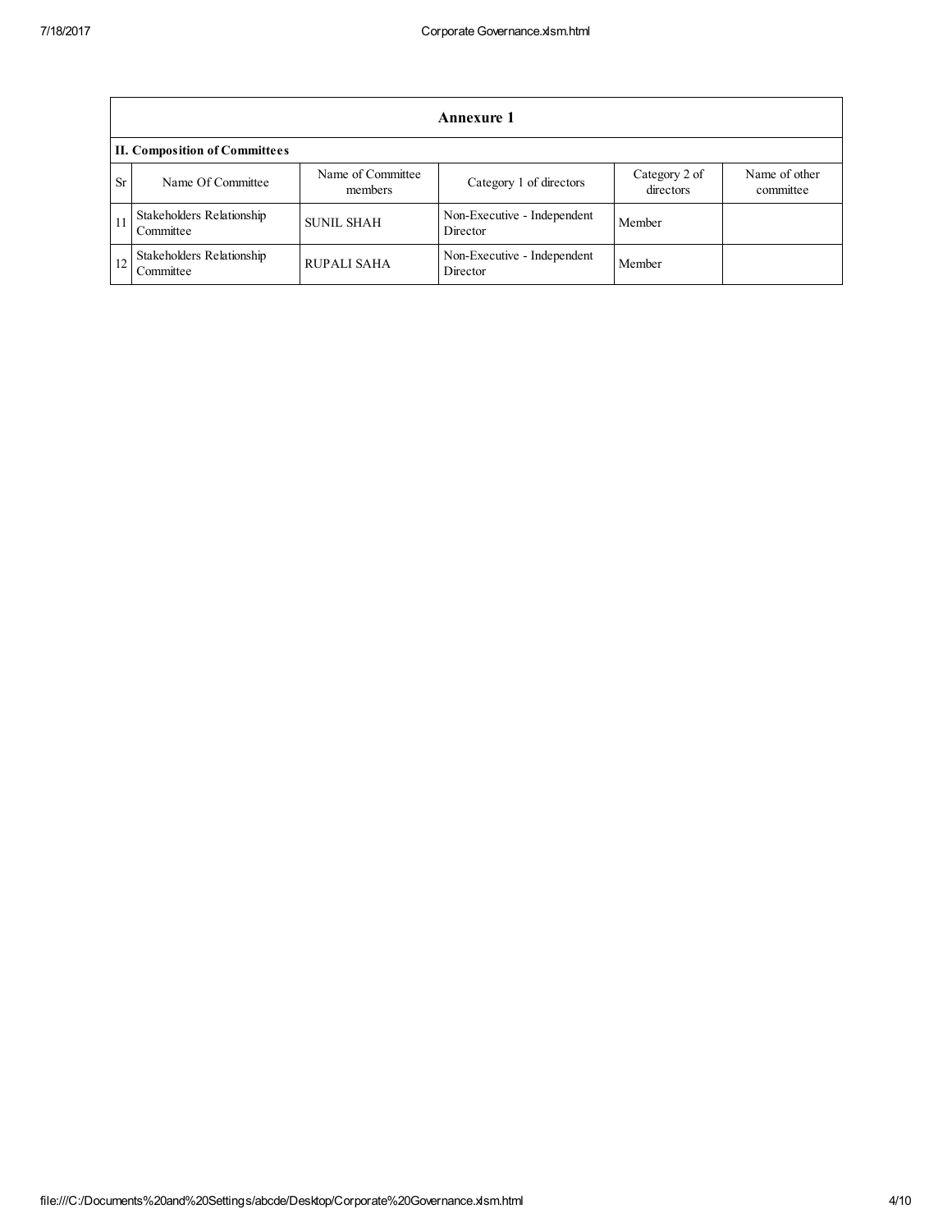| Annexure 1 | | | | | |
|---|---|---|---|---|---|
| **II. Composition of Committees** | | | | | |
| Sr | Name Of Committee | Name of Committee members | Category 1 of directors | Category 2 of directors | Name of other committee |
| 11 | Stakeholders Relationship Committee | SUNIL SHAH | Non-Executive - Independent Director | Member | |
| 12 | Stakeholders Relationship Committee | RUPALI SAHA | Non-Executive - Independent Director | Member | |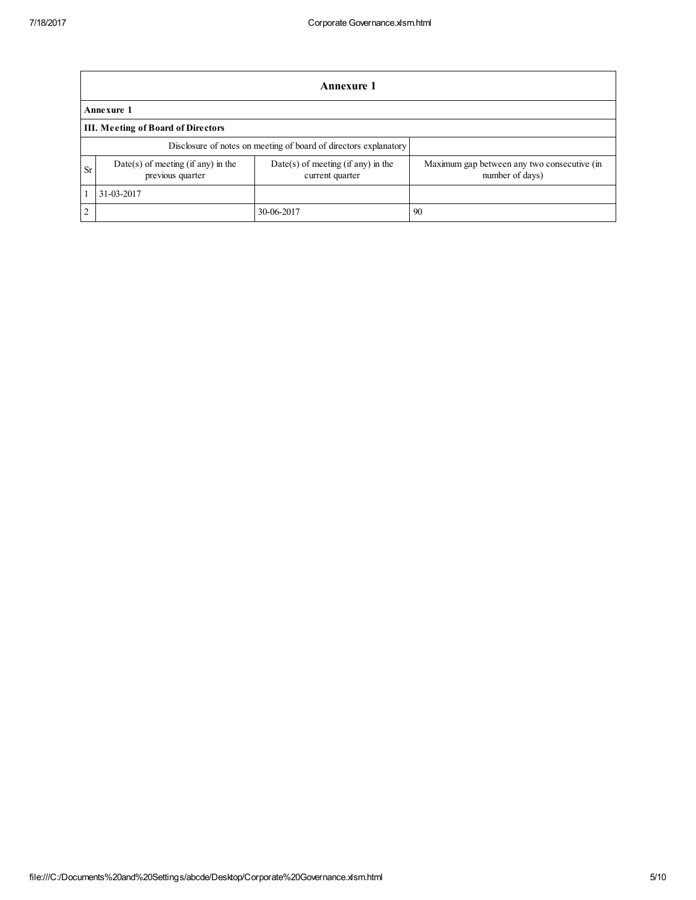| Annexure 1 | | | |
|---|---|---|---|
| **Annexure 1** | | | |
| **III. Meeting of Board of Directors** | | | |
| Disclosure of notes on meeting of board of directors explanatory | | | |
| Sr | Date(s) of meeting (if any) in the previous quarter | Date(s) of meeting (if any) in the current quarter | Maximum gap between any two consecutive (in number of days) |
| 1 | 31-03-2017 | | |
| 2 | | 30-06-2017 | 90 |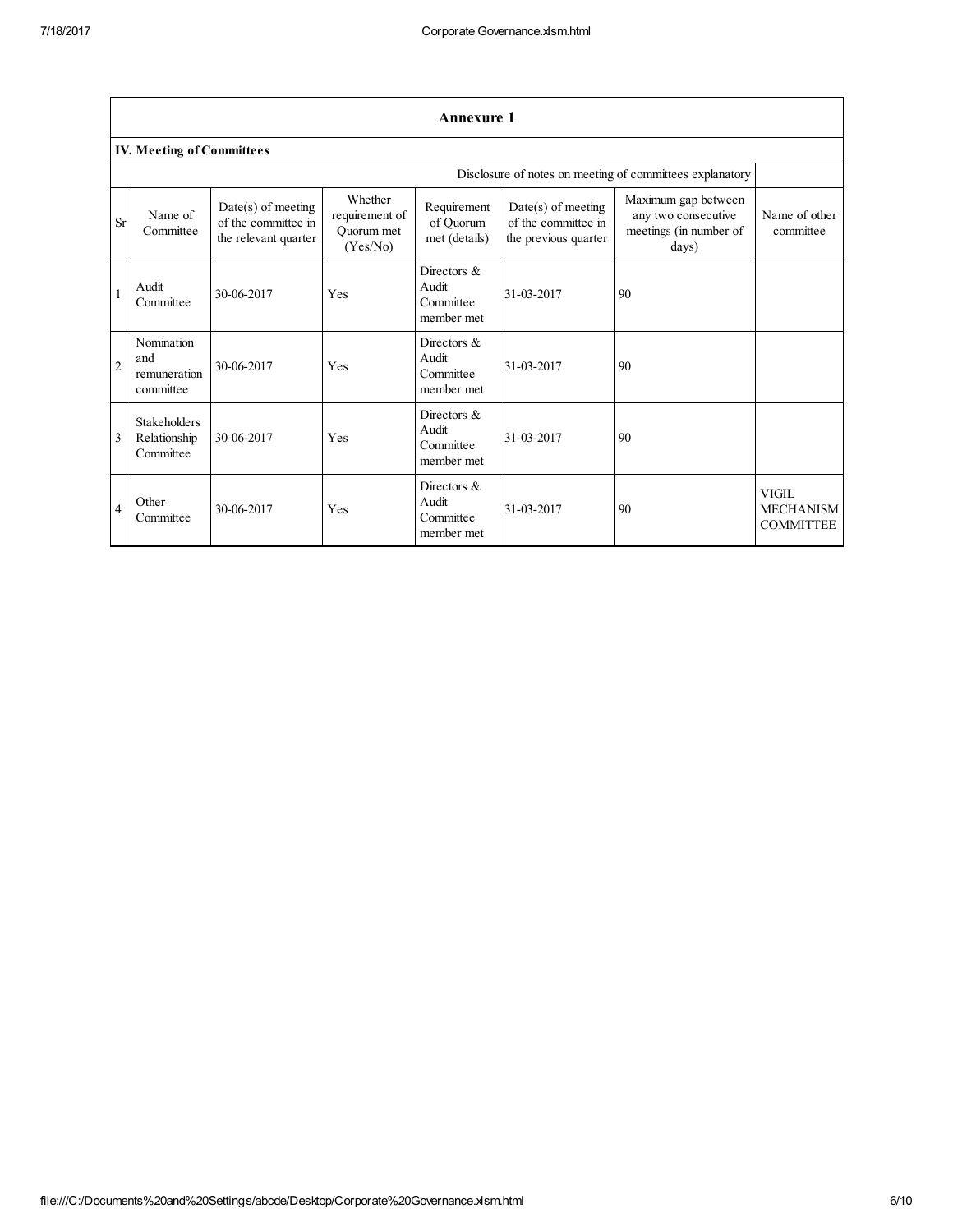## Annexure 1

### IV. Meeting of Committees

| | | | | | | | Disclosure of notes on meeting of committees explanatory |
|---|---|---|---|---|---|---|---|
| Sr | Name of Committee | Date(s) of meeting of the committee in the relevant quarter | Whether requirement of Quorum met (Yes/No) | Requirement of Quorum met (details) | Date(s) of meeting of the committee in the previous quarter | Maximum gap between any two consecutive meetings (in number of days) | Name of other committee |
| 1 | Audit Committee | 30-06-2017 | Yes | Directors & Audit Committee member met | 31-03-2017 | 90 | |
| 2 | Nomination and remuneration committee | 30-06-2017 | Yes | Directors & Audit Committee member met | 31-03-2017 | 90 | |
| 3 | Stakeholders Relationship Committee | 30-06-2017 | Yes | Directors & Audit Committee member met | 31-03-2017 | 90 | |
| 4 | Other Committee | 30-06-2017 | Yes | Directors & Audit Committee member met | 31-03-2017 | 90 | VIGIL MECHANISM COMMITTEE |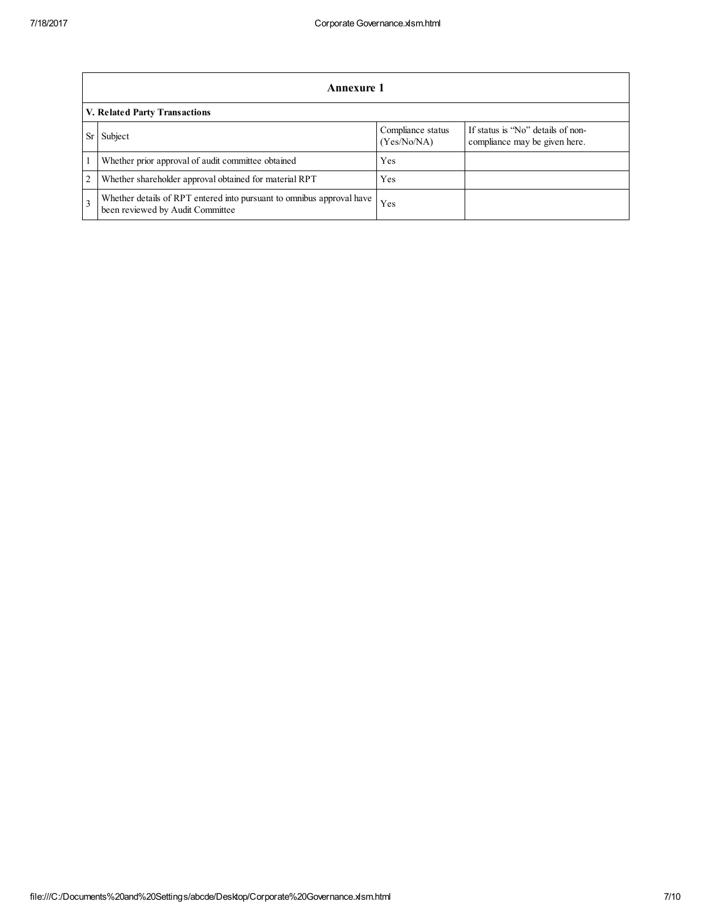## Annexure 1

### V. Related Party Transactions

| Sr | Subject | Compliance status (Yes/No/NA) | If status is "No" details of non-compliance may be given here. |
|---|---|---|---|
| 1 | Whether prior approval of audit committee obtained | Yes | |
| 2 | Whether shareholder approval obtained for material RPT | Yes | |
| 3 | Whether details of RPT entered into pursuant to omnibus approval have been reviewed by Audit Committee | Yes | |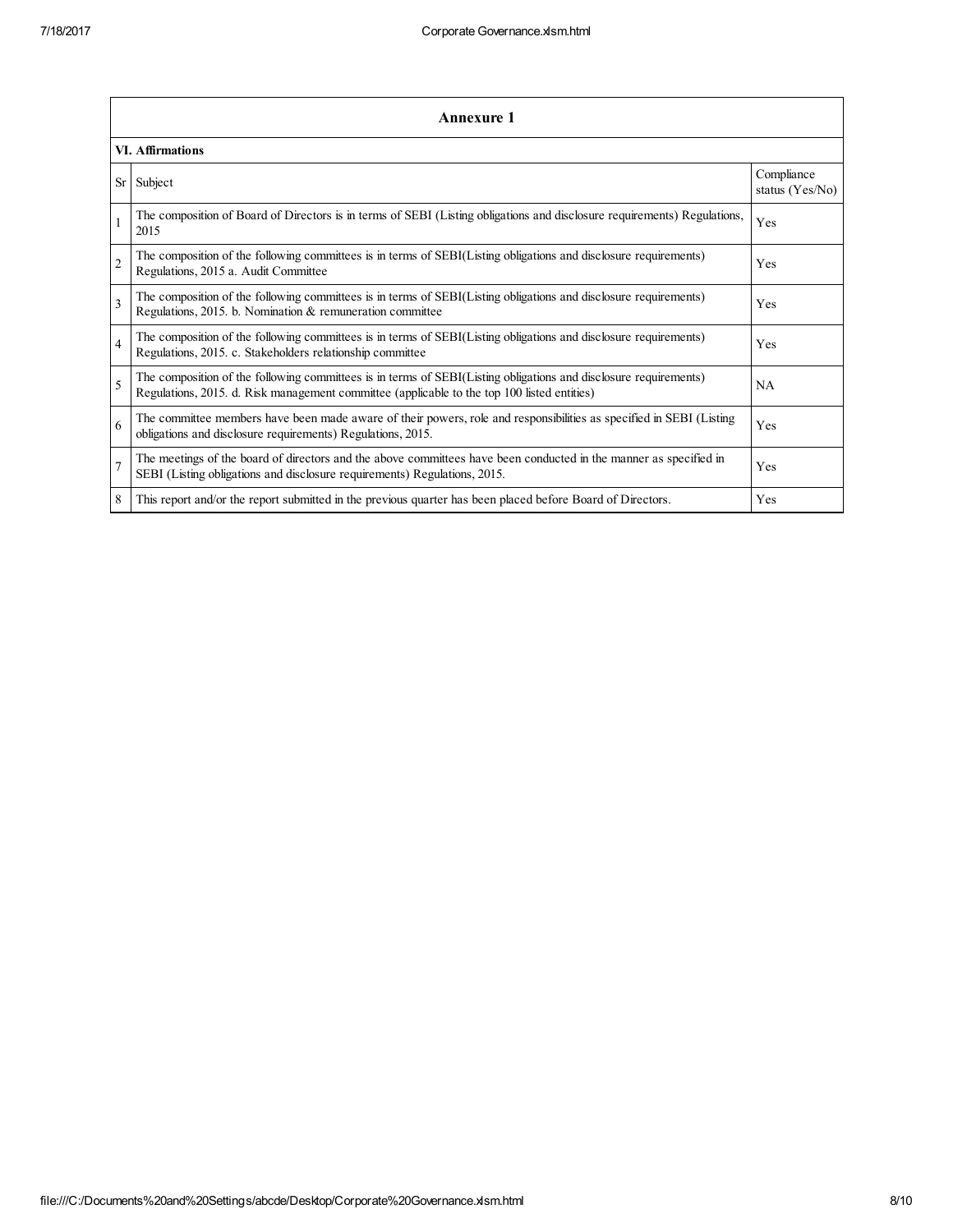| Annexure 1 | | |
|---|---|---|
| **VI. Affirmations** | | |
| Sr | Subject | Compliance status (Yes/No) |
| 1 | The composition of Board of Directors is in terms of SEBI (Listing obligations and disclosure requirements) Regulations, 2015 | Yes |
| 2 | The composition of the following committees is in terms of SEBI(Listing obligations and disclosure requirements) Regulations, 2015 a. Audit Committee | Yes |
| 3 | The composition of the following committees is in terms of SEBI(Listing obligations and disclosure requirements) Regulations, 2015. b. Nomination & remuneration committee | Yes |
| 4 | The composition of the following committees is in terms of SEBI(Listing obligations and disclosure requirements) Regulations, 2015. c. Stakeholders relationship committee | Yes |
| 5 | The composition of the following committees is in terms of SEBI(Listing obligations and disclosure requirements) Regulations, 2015. d. Risk management committee (applicable to the top 100 listed entities) | NA |
| 6 | The committee members have been made aware of their powers, role and responsibilities as specified in SEBI (Listing obligations and disclosure requirements) Regulations, 2015. | Yes |
| 7 | The meetings of the board of directors and the above committees have been conducted in the manner as specified in SEBI (Listing obligations and disclosure requirements) Regulations, 2015. | Yes |
| 8 | This report and/or the report submitted in the previous quarter has been placed before Board of Directors. | Yes |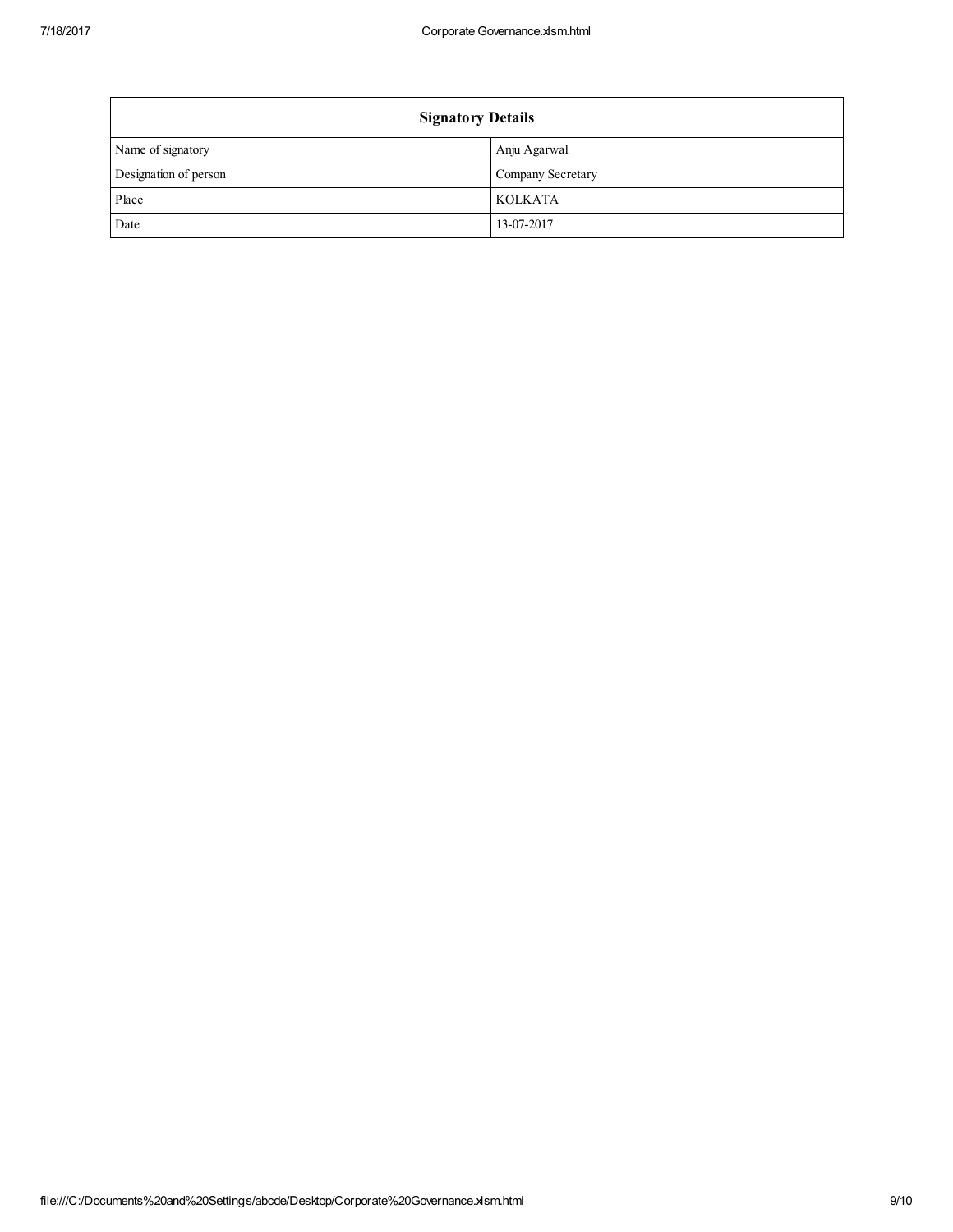| Signatory Details | |
|---|---|
| Name of signatory | Anju Agarwal |
| Designation of person | Company Secretary |
| Place | KOLKATA |
| Date | 13-07-2017 |